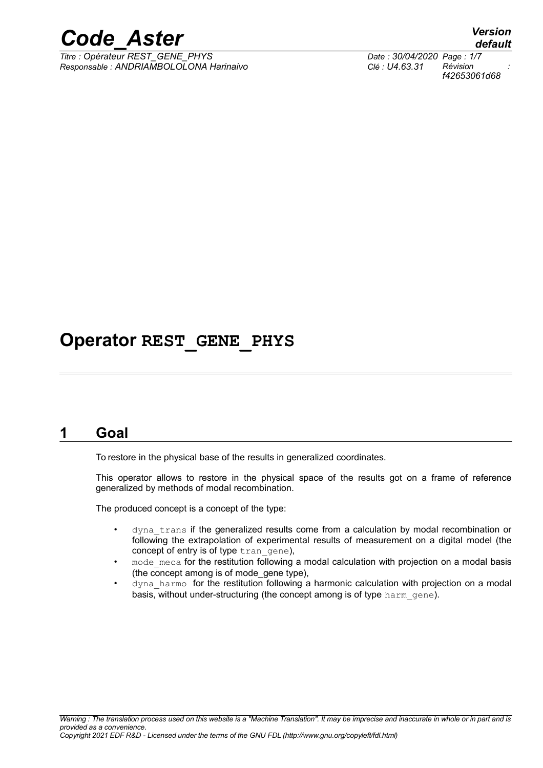# Operator REST_GENE_PHYS

## 1 Goal

To restore in the physical base of the results in generalized coordinates.

This operator allows to restore in the physical space of the results got on a frame of reference generalized by methods of modal recombination.

The produced concept is a concept of the type:

- dyna_trans if the generalized results come from a calculation by modal recombination or following the extrapolation of experimental results of measurement on a digital model (the concept of entry is of type tran_gene),
- mode_meca for the restitution following a modal calculation with projection on a modal basis (the concept among is of mode_gene type),
- dyna_harmo for the restitution following a harmonic calculation with projection on a modal basis, without under-structuring (the concept among is of type harm_gene).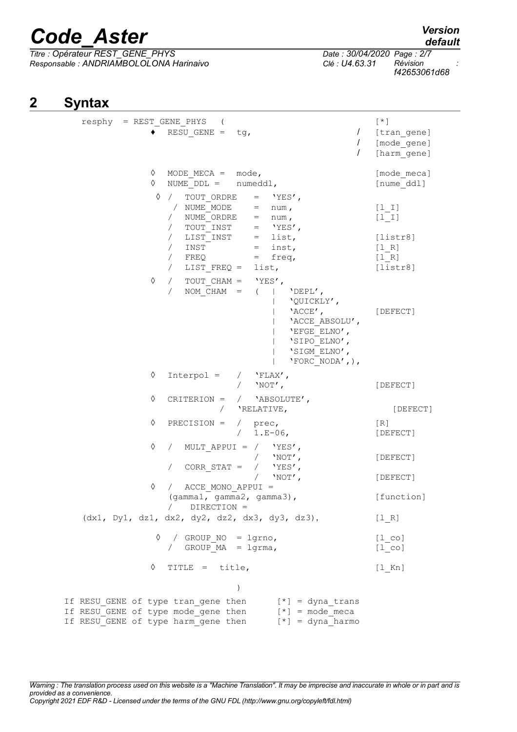## 2 Syntax

```
resphy  = REST_GENE_PHYS   (                                        [*]
           ♦  RESU_GENE =  tg,                                 /   [tran_gene]
                                                               /   [mode_gene]
                                                               /   [harm_gene]

           ◊  MODE_MECA =  mode,                                   [mode_meca]
           ◊  NUME_DDL =   numeddl,                                [nume_ddl]

           ◊ /  TOUT_ORDRE    =  'YES',
              / NUME_MODE     =  num,                              [l_I]
              /  NUME_ORDRE   =  num,                              [l_I]
              /  TOUT_INST    =  'YES',
              /  LIST_INST    =  list,                             [listr8]
              /  INST         =  inst,                             [l_R]
              /  FREQ         =  freq,                             [l_R]
              /  LIST_FREQ =  list,                                [listr8]

           ◊  /  TOUT_CHAM =  'YES',
              /  NOM_CHAM  =  (  |  'DEPL',
                                 |  'QUICKLY',
                                 |  'ACCE',                        [DEFECT]
                                 |  'ACCE_ABSOLU',
                                 |  'EFGE_ELNO',
                                 |  'SIPO_ELNO',
                                 |  'SIGM_ELNO',
                                 |  'FORC_NODA',),

           ◊  Interpol =   /  'FLAX',
                           /  'NOT',                               [DEFECT]

           ◊  CRITERION =  /  'ABSOLUTE',
                        /  'RELATIVE,                                 [DEFECT]

           ◊  PRECISION =  /  prec,                                [R]
                           /  1.E-06,                              [DEFECT]

           ◊  /  MULT_APPUI = /  'YES',
                              /  'NOT',                            [DEFECT]
              /  CORR_STAT =  /  'YES',
                              /  'NOT',                            [DEFECT]
           ◊  /  ACCE_MONO_APPUI =
              (gamma1, gamma2, gamma3),                            [function]
              /    DIRECTION =
  (dx1, Dy1, dz1, dx2, dy2, dz2, dx3, dy3, dz3),                   [l_R]

           ◊  / GROUP_NO  = lgrno,                                 [l_co]
              /  GROUP_MA  = lgrma,                                [l_co]

           ◊  TITLE  =  title,                                     [l_Kn]

                             )

If RESU_GENE of type tran_gene then       [*] = dyna_trans
If RESU_GENE of type mode_gene then       [*] = mode_meca
If RESU_GENE of type harm_gene then       [*] = dyna_harmo
```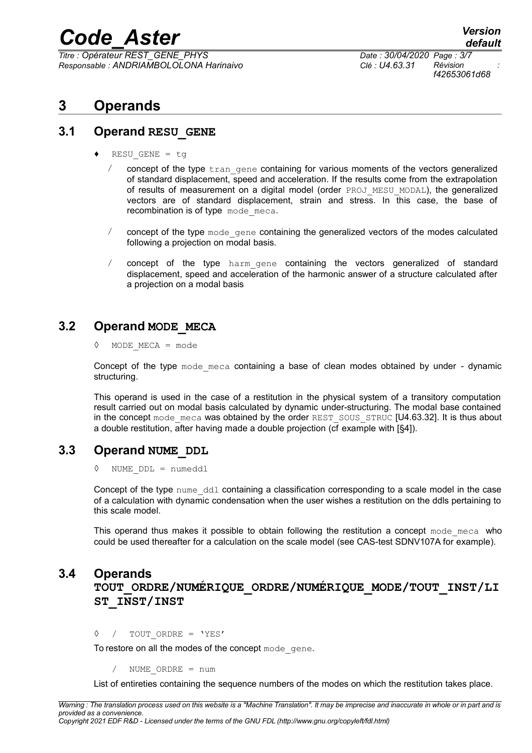# 3 Operands

## 3.1 Operand RESU_GENE

♦ RESU_GENE = tg

/ concept of the type tran_gene containing for various moments of the vectors generalized of standard displacement, speed and acceleration. If the results come from the extrapolation of results of measurement on a digital model (order PROJ_MESU_MODAL), the generalized vectors are of standard displacement, strain and stress. In this case, the base of recombination is of type mode_meca.

/ concept of the type mode_gene containing the generalized vectors of the modes calculated following a projection on modal basis.

/ concept of the type harm_gene containing the vectors generalized of standard displacement, speed and acceleration of the harmonic answer of a structure calculated after a projection on a modal basis

## 3.2 Operand MODE_MECA

◊ MODE_MECA = mode

Concept of the type mode_meca containing a base of clean modes obtained by under - dynamic structuring.

This operand is used in the case of a restitution in the physical system of a transitory computation result carried out on modal basis calculated by dynamic under-structuring. The modal base contained in the concept mode_meca was obtained by the order REST_SOUS_STRUC [U4.63.32]. It is thus about a double restitution, after having made a double projection (cf example with [§4]).

## 3.3 Operand NUME_DDL

◊ NUME_DDL = numeddl

Concept of the type nume_ddl containing a classification corresponding to a scale model in the case of a calculation with dynamic condensation when the user wishes a restitution on the ddls pertaining to this scale model.

This operand thus makes it possible to obtain following the restitution a concept mode_meca who could be used thereafter for a calculation on the scale model (see CAS-test SDNV107A for example).

## 3.4 Operands TOUT_ORDRE/NUMÉRIQUE_ORDRE/NUMÉRIQUE_MODE/TOUT_INST/LIST_INST/INST

◊ / TOUT_ORDRE = 'YES'

To restore on all the modes of the concept mode_gene.

/ NUME_ORDRE = num

List of entireties containing the sequence numbers of the modes on which the restitution takes place.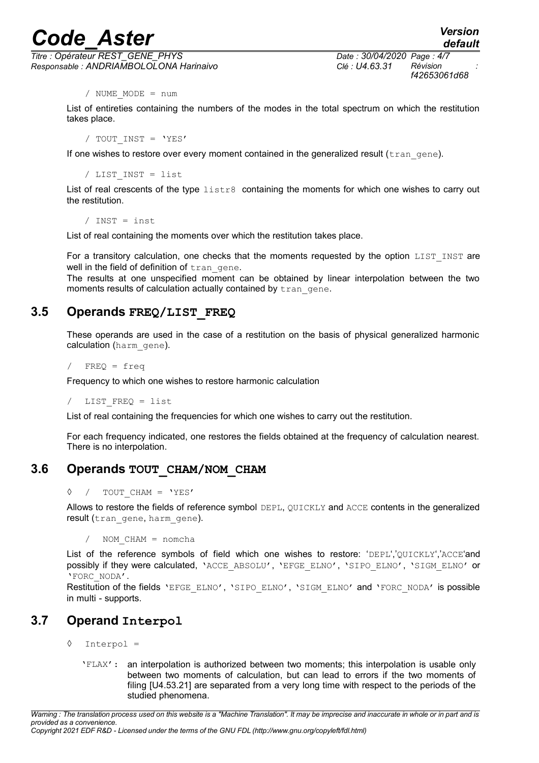/ NUME_MODE = num

List of entireties containing the numbers of the modes in the total spectrum on which the restitution takes place.

/ TOUT_INST = 'YES'

If one wishes to restore over every moment contained in the generalized result (tran_gene).

/ LIST_INST = list

List of real crescents of the type listr8 containing the moments for which one wishes to carry out the restitution.

/ INST = inst

List of real containing the moments over which the restitution takes place.

For a transitory calculation, one checks that the moments requested by the option LIST_INST are well in the field of definition of tran_gene.

The results at one unspecified moment can be obtained by linear interpolation between the two moments results of calculation actually contained by tran_gene.

## 3.5 Operands FREQ/LIST_FREQ

These operands are used in the case of a restitution on the basis of physical generalized harmonic calculation (harm_gene).

/ FREQ = freq

Frequency to which one wishes to restore harmonic calculation

/ LIST_FREQ = list

List of real containing the frequencies for which one wishes to carry out the restitution.

For each frequency indicated, one restores the fields obtained at the frequency of calculation nearest. There is no interpolation.

## 3.6 Operands TOUT_CHAM/NOM_CHAM

◊ / TOUT_CHAM = 'YES'

Allows to restore the fields of reference symbol DEPL, QUICKLY and ACCE contents in the generalized result (tran_gene, harm_gene).

/ NOM_CHAM = nomcha

List of the reference symbols of field which one wishes to restore: 'DEPL','QUICKLY','ACCE'and possibly if they were calculated, 'ACCE_ABSOLU', 'EFGE_ELNO', 'SIPO_ELNO', 'SIGM_ELNO' or 'FORC_NODA'.

Restitution of the fields 'EFGE_ELNO', 'SIPO_ELNO', 'SIGM_ELNO' and 'FORC_NODA' is possible in multi - supports.

## 3.7 Operand Interpol

◊ Interpol =

'FLAX': an interpolation is authorized between two moments; this interpolation is usable only between two moments of calculation, but can lead to errors if the two moments of filing [U4.53.21] are separated from a very long time with respect to the periods of the studied phenomena.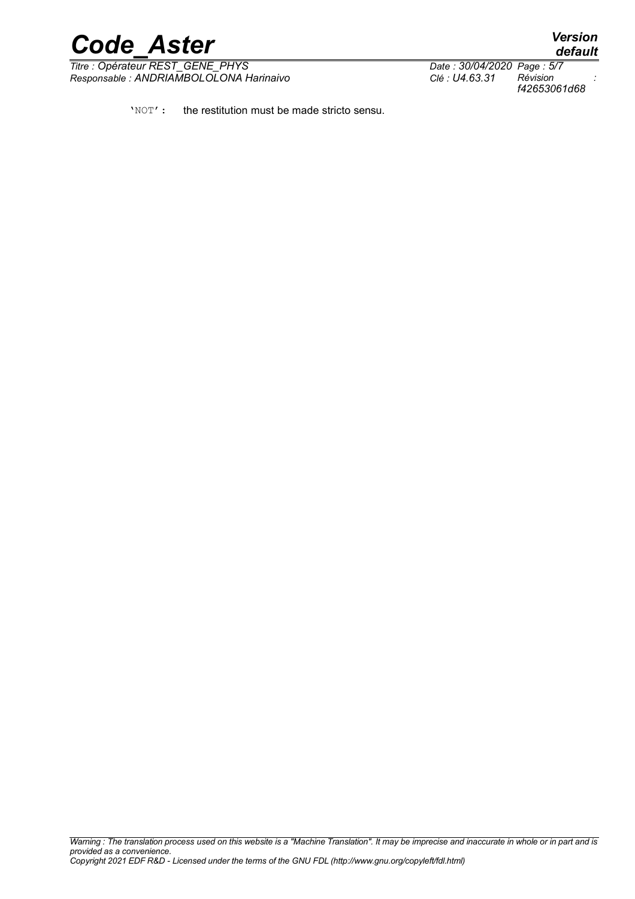'NOT': the restitution must be made stricto sensu.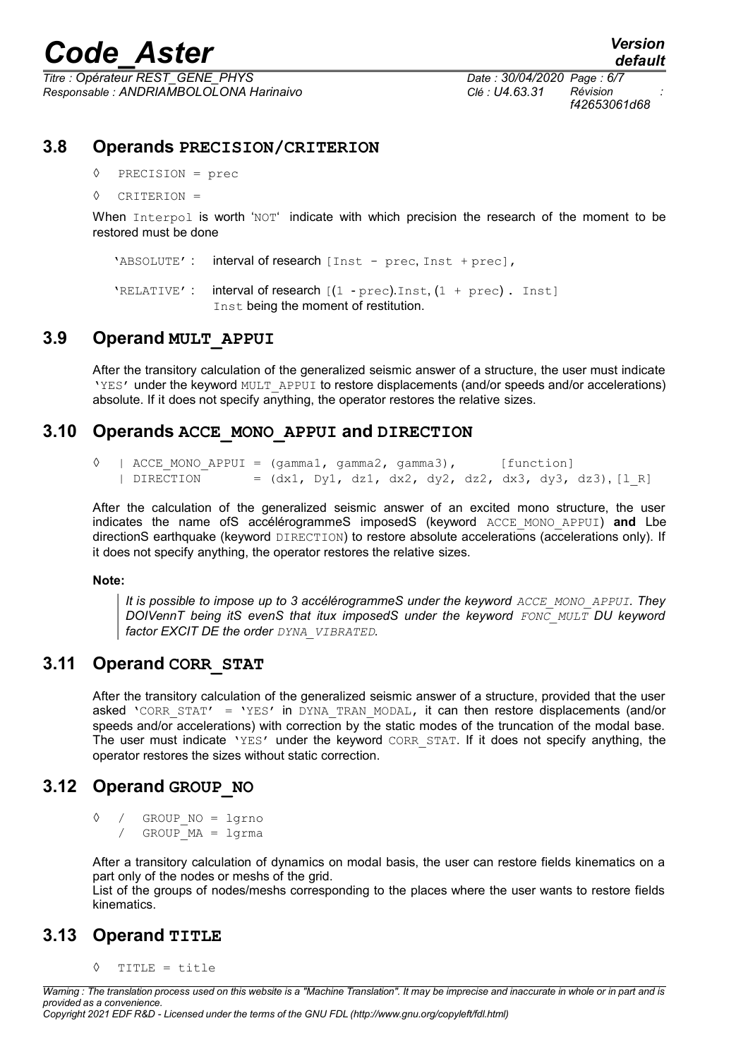## 3.8 Operands PRECISION/CRITERION

◊ PRECISION = prec

◊ CRITERION =

When Interpol is worth 'NOT' indicate with which precision the research of the moment to be restored must be done

'ABSOLUTE' : interval of research [Inst - prec, Inst + prec],

'RELATIVE' : interval of research [(1 - prec).Inst, (1 + prec) . Inst]
Inst being the moment of restitution.

## 3.9 Operand MULT_APPUI

After the transitory calculation of the generalized seismic answer of a structure, the user must indicate 'YES' under the keyword MULT_APPUI to restore displacements (and/or speeds and/or accelerations) absolute. If it does not specify anything, the operator restores the relative sizes.

## 3.10 Operands ACCE_MONO_APPUI and DIRECTION

```
◊  | ACCE_MONO_APPUI = (gamma1, gamma2, gamma3),      [function]
   | DIRECTION       = (dx1, Dy1, dz1, dx2, dy2, dz2, dx3, dy3, dz3), [l_R]
```

After the calculation of the generalized seismic answer of an excited mono structure, the user indicates the name ofS accélérogrammeS imposedS (keyword ACCE_MONO_APPUI) **and** Lbe directionS earthquake (keyword DIRECTION) to restore absolute accelerations (accelerations only). If it does not specify anything, the operator restores the relative sizes.

**Note:**

> *It is possible to impose up to 3 accélérogrammeS under the keyword ACCE_MONO_APPUI. They DOIVennT being itS evenS that itux imposedS under the keyword FONC_MULT DU keyword factor EXCIT DE the order DYNA_VIBRATED.*

## 3.11 Operand CORR_STAT

After the transitory calculation of the generalized seismic answer of a structure, provided that the user asked 'CORR_STAT' = 'YES' in DYNA_TRAN_MODAL, it can then restore displacements (and/or speeds and/or accelerations) with correction by the static modes of the truncation of the modal base. The user must indicate 'YES' under the keyword CORR_STAT. If it does not specify anything, the operator restores the sizes without static correction.

## 3.12 Operand GROUP_NO

```
◊  /  GROUP_NO = lgrno
   /  GROUP_MA = lgrma
```

After a transitory calculation of dynamics on modal basis, the user can restore fields kinematics on a part only of the nodes or meshs of the grid.
List of the groups of nodes/meshs corresponding to the places where the user wants to restore fields kinematics.

## 3.13 Operand TITLE

◊ TITLE = title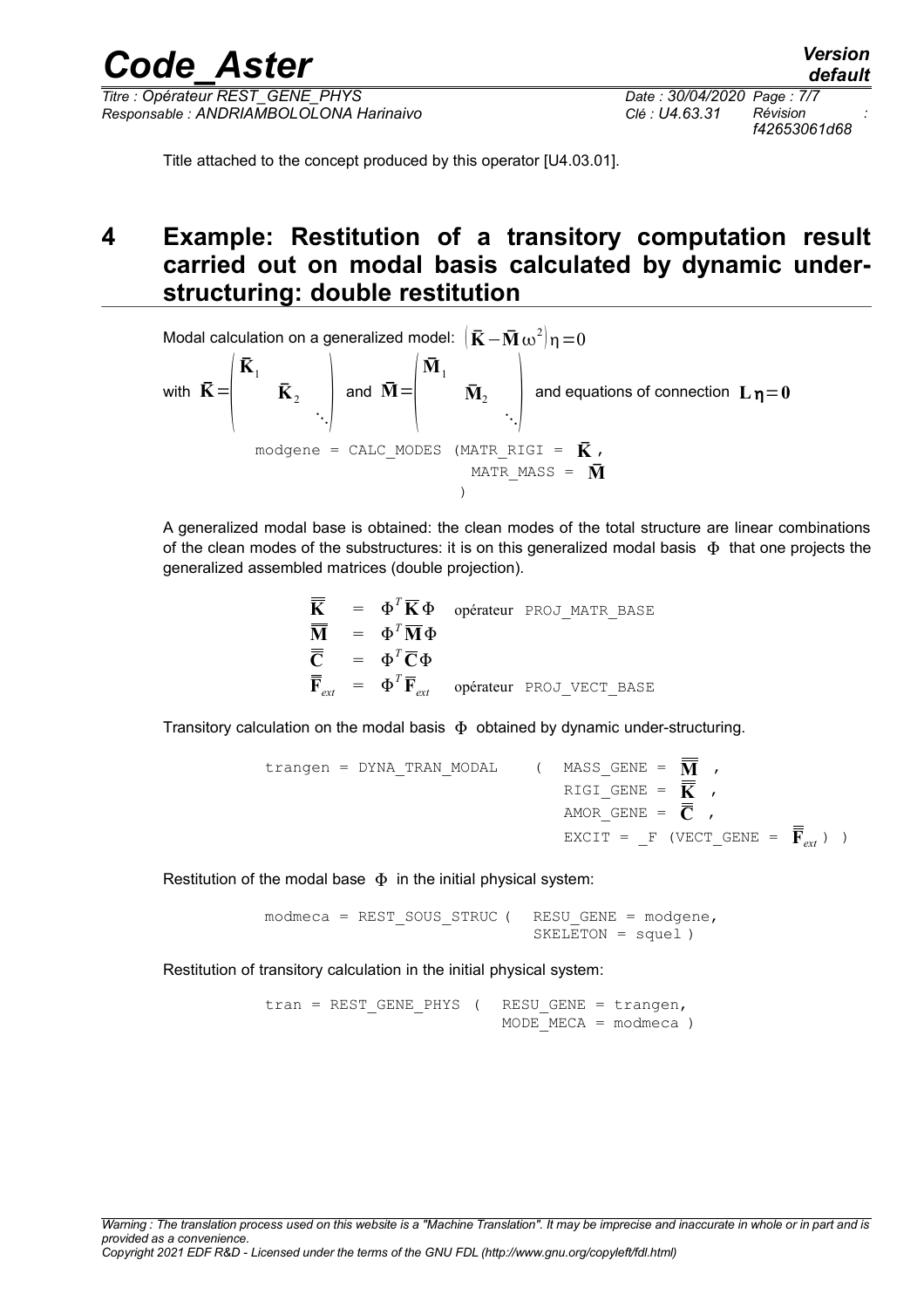Title attached to the concept produced by this operator [U4.03.01].

# 4 Example: Restitution of a transitory computation result carried out on modal basis calculated by dynamic under-structuring: double restitution

Modal calculation on a generalized model: $\left(\bar{\mathbf{K}}-\bar{\mathbf{M}}\,\omega^2\right)\eta=0$

with $\bar{\mathbf{K}}=\begin{pmatrix}\bar{\mathbf{K}}_1 & & \\ & \bar{\mathbf{K}}_2 & \\ & & \ddots\end{pmatrix}$ and $\bar{\mathbf{M}}=\begin{pmatrix}\bar{\mathbf{M}}_1 & & \\ & \bar{\mathbf{M}}_2 & \\ & & \ddots\end{pmatrix}$ and equations of connection $\mathbf{L}\,\boldsymbol{\eta}=\mathbf{0}$

```
modgene = CALC_MODES (MATR_RIGI = K̄ ,
                      MATR_MASS = M̄
                     )
```

A generalized modal base is obtained: the clean modes of the total structure are linear combinations of the clean modes of the substructures: it is on this generalized modal basis $\Phi$ that one projects the generalized assembled matrices (double projection).

$$
\begin{aligned}
\bar{\bar{\mathbf{K}}} &= \Phi^T \bar{\mathbf{K}}\,\Phi \quad \text{opérateur PROJ\_MATR\_BASE}\\
\bar{\bar{\mathbf{M}}} &= \Phi^T \bar{\mathbf{M}}\,\Phi\\
\bar{\bar{\mathbf{C}}} &= \Phi^T \bar{\mathbf{C}}\,\Phi\\
\bar{\bar{\mathbf{F}}}_{ext} &= \Phi^T \bar{\mathbf{F}}_{ext} \quad \text{opérateur PROJ\_VECT\_BASE}
\end{aligned}
$$

Transitory calculation on the modal basis $\Phi$ obtained by dynamic under-structuring.

```
trangen = DYNA_TRAN_MODAL    (  MASS_GENE = M̿  ,
                                RIGI_GENE = K̿  ,
                                AMOR_GENE = C̿  ,
                                EXCIT = _F (VECT_GENE = F̿ext ) )
```

Restitution of the modal base $\Phi$ in the initial physical system:

```
modmeca = REST_SOUS_STRUC (  RESU_GENE = modgene,
                             SKELETON = squel )
```

Restitution of transitory calculation in the initial physical system:

```
tran = REST_GENE_PHYS (  RESU_GENE = trangen,
                         MODE_MECA = modmeca )
```